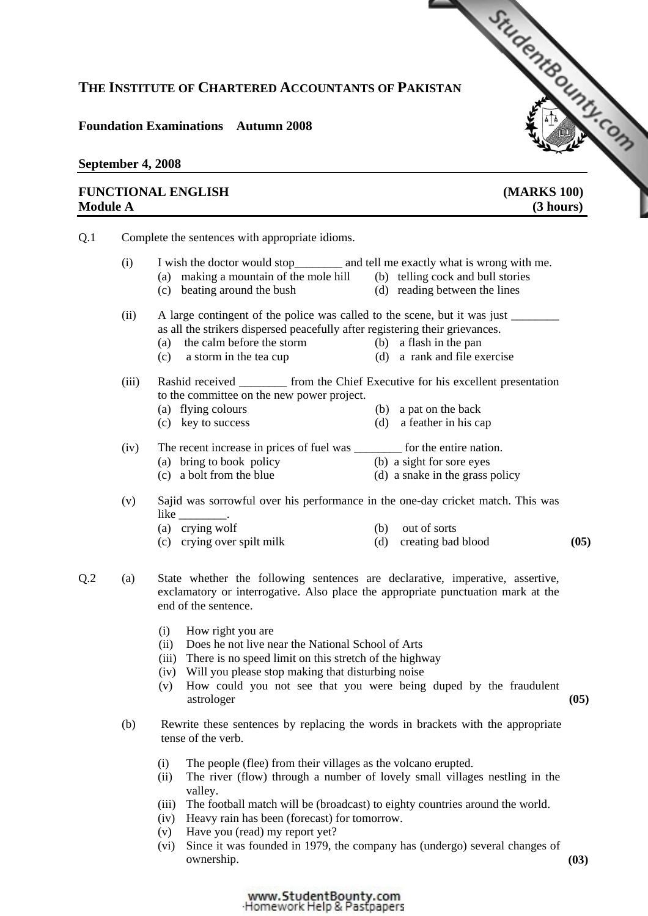# THE INSTITUTE OF CHARTERED ACCOUNTANTS OF PAKISTAN

**Foundation Examinations Autumn 2008**

**September 4, 2008**

**FUNCTIONAL ENGLISH** **(MARKS 100)**
**Module A** **(3 hours)**

Q.1 Complete the sentences with appropriate idioms.

(i) I wish the doctor would stop________ and tell me exactly what is wrong with me.
- (a) making a mountain of the mole hill
- (b) telling cock and bull stories
- (c) beating around the bush
- (d) reading between the lines

(ii) A large contingent of the police was called to the scene, but it was just ________ as all the strikers dispersed peacefully after registering their grievances.
- (a) the calm before the storm
- (b) a flash in the pan
- (c) a storm in the tea cup
- (d) a rank and file exercise

(iii) Rashid received ________ from the Chief Executive for his excellent presentation to the committee on the new power project.
- (a) flying colours
- (b) a pat on the back
- (c) key to success
- (d) a feather in his cap

(iv) The recent increase in prices of fuel was ________ for the entire nation.
- (a) bring to book policy
- (b) a sight for sore eyes
- (c) a bolt from the blue
- (d) a snake in the grass policy

(v) Sajid was sorrowful over his performance in the one-day cricket match. This was like ________.
- (a) crying wolf
- (b) out of sorts
- (c) crying over spilt milk
- (d) creating bad blood

**(05)**

Q.2 (a) State whether the following sentences are declarative, imperative, assertive, exclamatory or interrogative. Also place the appropriate punctuation mark at the end of the sentence.

(i) How right you are
(ii) Does he not live near the National School of Arts
(iii) There is no speed limit on this stretch of the highway
(iv) Will you please stop making that disturbing noise
(v) How could you not see that you were being duped by the fraudulent astrologer

**(05)**

(b) Rewrite these sentences by replacing the words in brackets with the appropriate tense of the verb.

(i) The people (flee) from their villages as the volcano erupted.
(ii) The river (flow) through a number of lovely small villages nestling in the valley.
(iii) The football match will be (broadcast) to eighty countries around the world.
(iv) Heavy rain has been (forecast) for tomorrow.
(v) Have you (read) my report yet?
(vi) Since it was founded in 1979, the company has (undergo) several changes of ownership.

**(03)**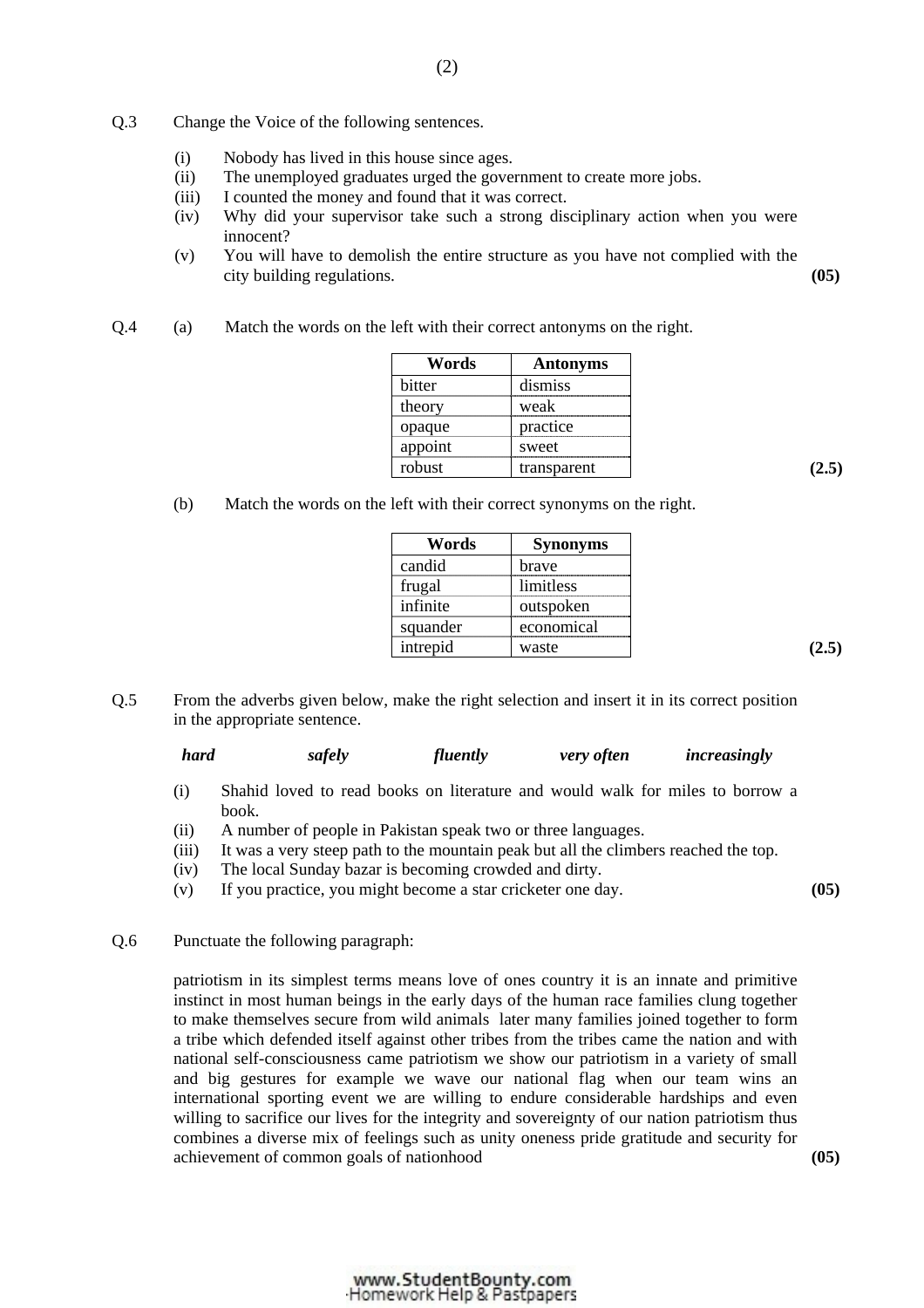Q.3 Change the Voice of the following sentences.

(i) Nobody has lived in this house since ages.
(ii) The unemployed graduates urged the government to create more jobs.
(iii) I counted the money and found that it was correct.
(iv) Why did your supervisor take such a strong disciplinary action when you were innocent?
(v) You will have to demolish the entire structure as you have not complied with the city building regulations. **(05)**

Q.4 (a) Match the words on the left with their correct antonyms on the right.

| Words | Antonyms |
|---|---|
| bitter | dismiss |
| theory | weak |
| opaque | practice |
| appoint | sweet |
| robust | transparent |

**(2.5)**

(b) Match the words on the left with their correct synonyms on the right.

| Words | Synonyms |
|---|---|
| candid | brave |
| frugal | limitless |
| infinite | outspoken |
| squander | economical |
| intrepid | waste |

**(2.5)**

Q.5 From the adverbs given below, make the right selection and insert it in its correct position in the appropriate sentence.

***hard*** ***safely*** ***fluently*** ***very often*** ***increasingly***

(i) Shahid loved to read books on literature and would walk for miles to borrow a book.
(ii) A number of people in Pakistan speak two or three languages.
(iii) It was a very steep path to the mountain peak but all the climbers reached the top.
(iv) The local Sunday bazar is becoming crowded and dirty.
(v) If you practice, you might become a star cricketer one day. **(05)**

Q.6 Punctuate the following paragraph:

patriotism in its simplest terms means love of ones country it is an innate and primitive instinct in most human beings in the early days of the human race families clung together to make themselves secure from wild animals later many families joined together to form a tribe which defended itself against other tribes from the tribes came the nation and with national self-consciousness came patriotism we show our patriotism in a variety of small and big gestures for example we wave our national flag when our team wins an international sporting event we are willing to endure considerable hardships and even willing to sacrifice our lives for the integrity and sovereignty of our nation patriotism thus combines a diverse mix of feelings such as unity oneness pride gratitude and security for achievement of common goals of nationhood **(05)**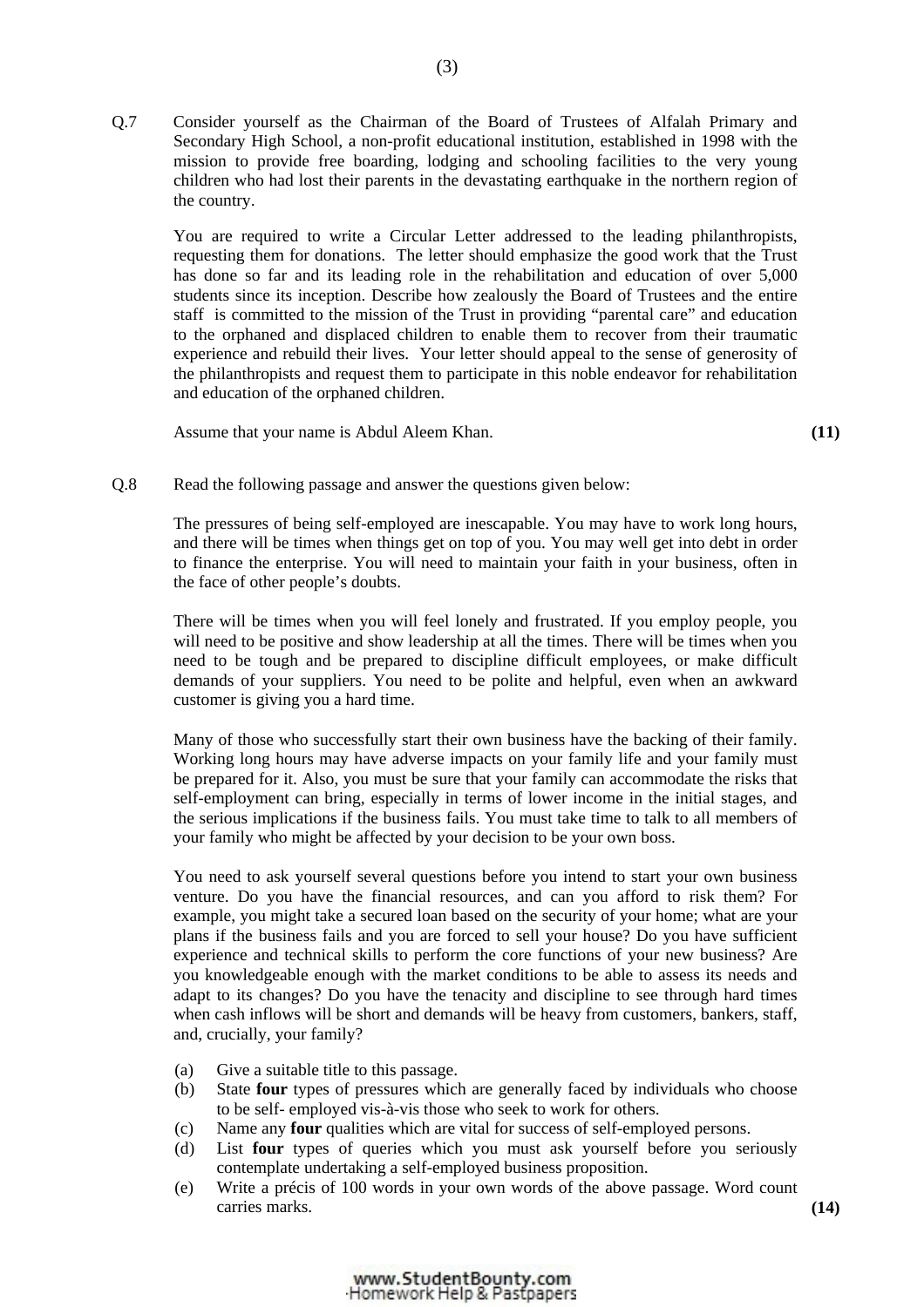Q.7 Consider yourself as the Chairman of the Board of Trustees of Alfalah Primary and Secondary High School, a non-profit educational institution, established in 1998 with the mission to provide free boarding, lodging and schooling facilities to the very young children who had lost their parents in the devastating earthquake in the northern region of the country.

You are required to write a Circular Letter addressed to the leading philanthropists, requesting them for donations. The letter should emphasize the good work that the Trust has done so far and its leading role in the rehabilitation and education of over 5,000 students since its inception. Describe how zealously the Board of Trustees and the entire staff is committed to the mission of the Trust in providing "parental care" and education to the orphaned and displaced children to enable them to recover from their traumatic experience and rebuild their lives. Your letter should appeal to the sense of generosity of the philanthropists and request them to participate in this noble endeavor for rehabilitation and education of the orphaned children.

Assume that your name is Abdul Aleem Khan. **(11)**

Q.8 Read the following passage and answer the questions given below:

The pressures of being self-employed are inescapable. You may have to work long hours, and there will be times when things get on top of you. You may well get into debt in order to finance the enterprise. You will need to maintain your faith in your business, often in the face of other people's doubts.

There will be times when you will feel lonely and frustrated. If you employ people, you will need to be positive and show leadership at all the times. There will be times when you need to be tough and be prepared to discipline difficult employees, or make difficult demands of your suppliers. You need to be polite and helpful, even when an awkward customer is giving you a hard time.

Many of those who successfully start their own business have the backing of their family. Working long hours may have adverse impacts on your family life and your family must be prepared for it. Also, you must be sure that your family can accommodate the risks that self-employment can bring, especially in terms of lower income in the initial stages, and the serious implications if the business fails. You must take time to talk to all members of your family who might be affected by your decision to be your own boss.

You need to ask yourself several questions before you intend to start your own business venture. Do you have the financial resources, and can you afford to risk them? For example, you might take a secured loan based on the security of your home; what are your plans if the business fails and you are forced to sell your house? Do you have sufficient experience and technical skills to perform the core functions of your new business? Are you knowledgeable enough with the market conditions to be able to assess its needs and adapt to its changes? Do you have the tenacity and discipline to see through hard times when cash inflows will be short and demands will be heavy from customers, bankers, staff, and, crucially, your family?

(a) Give a suitable title to this passage.

(b) State **four** types of pressures which are generally faced by individuals who choose to be self- employed vis-à-vis those who seek to work for others.

(c) Name any **four** qualities which are vital for success of self-employed persons.

(d) List **four** types of queries which you must ask yourself before you seriously contemplate undertaking a self-employed business proposition.

(e) Write a précis of 100 words in your own words of the above passage. Word count carries marks. **(14)**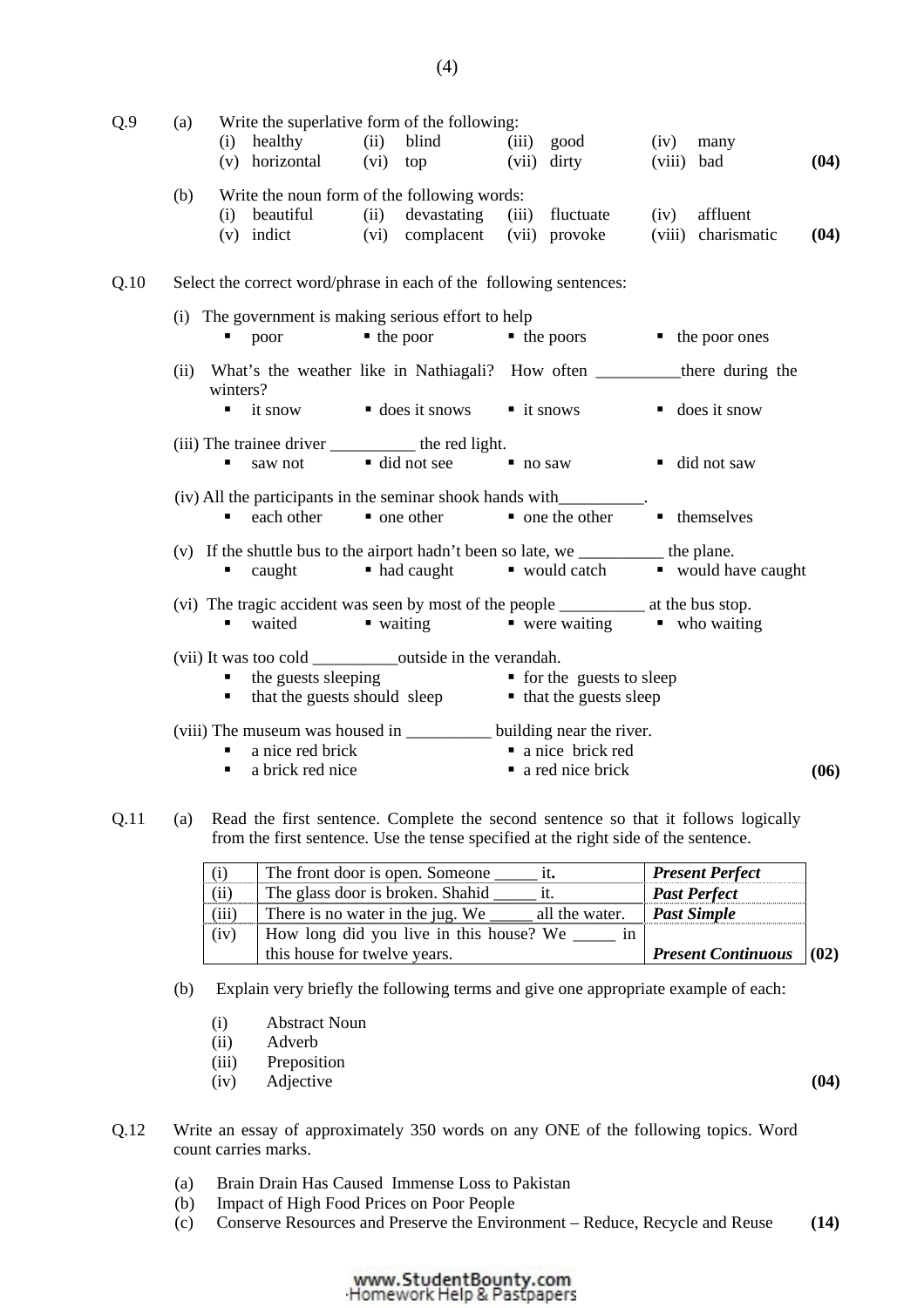**Q.9** (a) Write the superlative form of the following:

(i) healthy (ii) blind (iii) good (iv) many
(v) horizontal (vi) top (vii) dirty (viii) bad **(04)**

(b) Write the noun form of the following words:

(i) beautiful (ii) devastating (iii) fluctuate (iv) affluent
(v) indict (vi) complacent (vii) provoke (viii) charismatic **(04)**

**Q.10** Select the correct word/phrase in each of the following sentences:

(i) The government is making serious effort to help

- poor
- the poor
- the poors
- the poor ones

(ii) What's the weather like in Nathiagali? How often __________there during the winters?

- it snow
- does it snows
- it snows
- does it snow

(iii) The trainee driver __________ the red light.

- saw not
- did not see
- no saw
- did not saw

(iv) All the participants in the seminar shook hands with__________.

- each other
- one other
- one the other
- themselves

(v) If the shuttle bus to the airport hadn't been so late, we __________ the plane.

- caught
- had caught
- would catch
- would have caught

(vi) The tragic accident was seen by most of the people __________ at the bus stop.

- waited
- waiting
- were waiting
- who waiting

(vii) It was too cold __________outside in the verandah.

- the guests sleeping
- for the guests to sleep
- that the guests should sleep
- that the guests sleep

(viii) The museum was housed in __________ building near the river.

- a nice red brick
- a nice brick red
- a brick red nice
- a red nice brick

**(06)**

**Q.11** (a) Read the first sentence. Complete the second sentence so that it follows logically from the first sentence. Use the tense specified at the right side of the sentence.

| | | |
|---|---|---|
| (i) | The front door is open. Someone _____ it. | ***Present Perfect*** |
| (ii) | The glass door is broken. Shahid _____ it. | ***Past Perfect*** |
| (iii) | There is no water in the jug. We _____ all the water. | ***Past Simple*** |
| (iv) | How long did you live in this house? We _____ in this house for twelve years. | ***Present Continuous*** |

**(02)**

(b) Explain very briefly the following terms and give one appropriate example of each:

(i) Abstract Noun
(ii) Adverb
(iii) Preposition
(iv) Adjective **(04)**

**Q.12** Write an essay of approximately 350 words on any ONE of the following topics. Word count carries marks.

(a) Brain Drain Has Caused Immense Loss to Pakistan
(b) Impact of High Food Prices on Poor People
(c) Conserve Resources and Preserve the Environment – Reduce, Recycle and Reuse **(14)**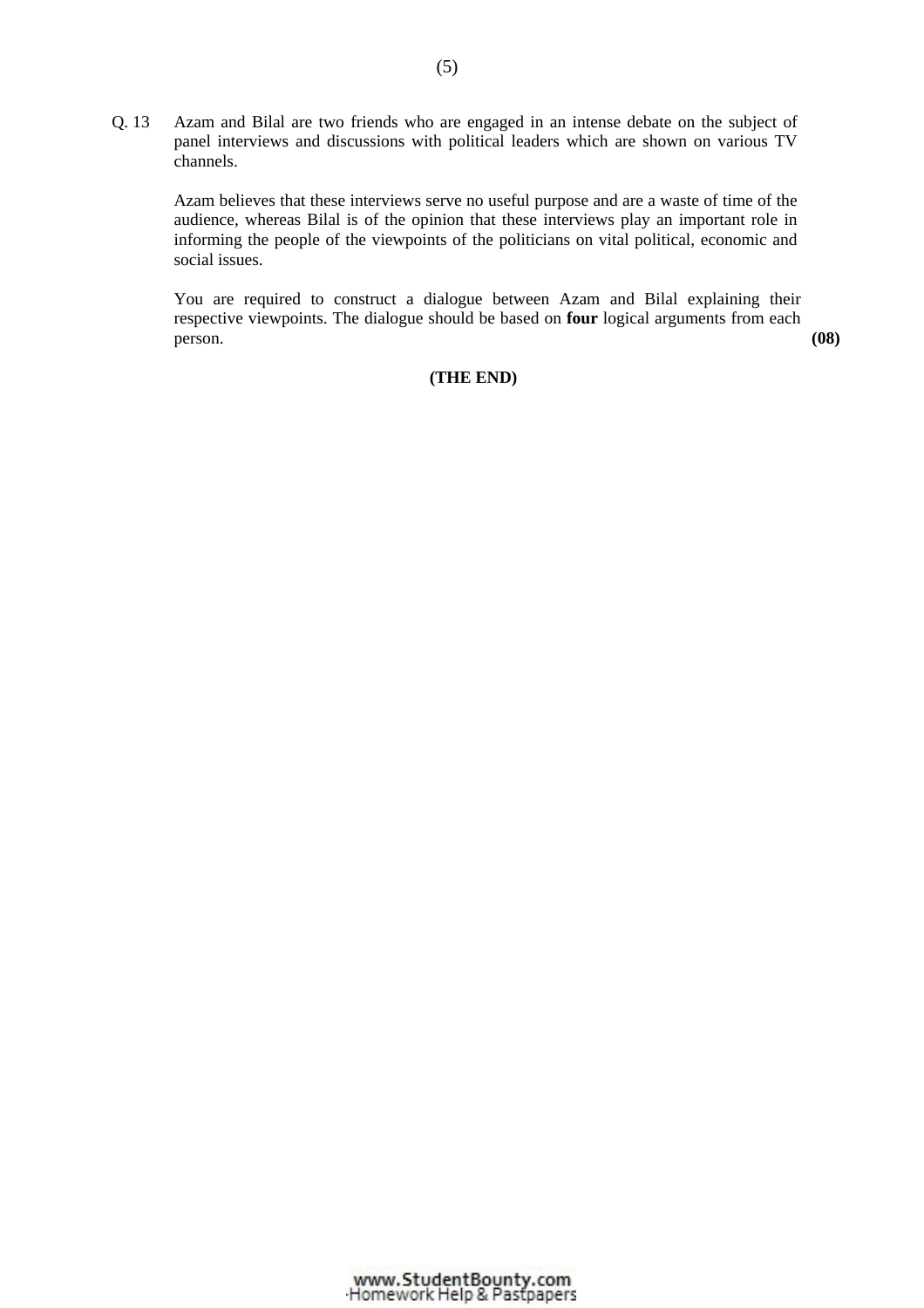Q. 13 Azam and Bilal are two friends who are engaged in an intense debate on the subject of panel interviews and discussions with political leaders which are shown on various TV channels.

Azam believes that these interviews serve no useful purpose and are a waste of time of the audience, whereas Bilal is of the opinion that these interviews play an important role in informing the people of the viewpoints of the politicians on vital political, economic and social issues.

You are required to construct a dialogue between Azam and Bilal explaining their respective viewpoints. The dialogue should be based on **four** logical arguments from each person. **(08)**

**(THE END)**

www.StudentBounty.com
Homework Help & Pastpapers